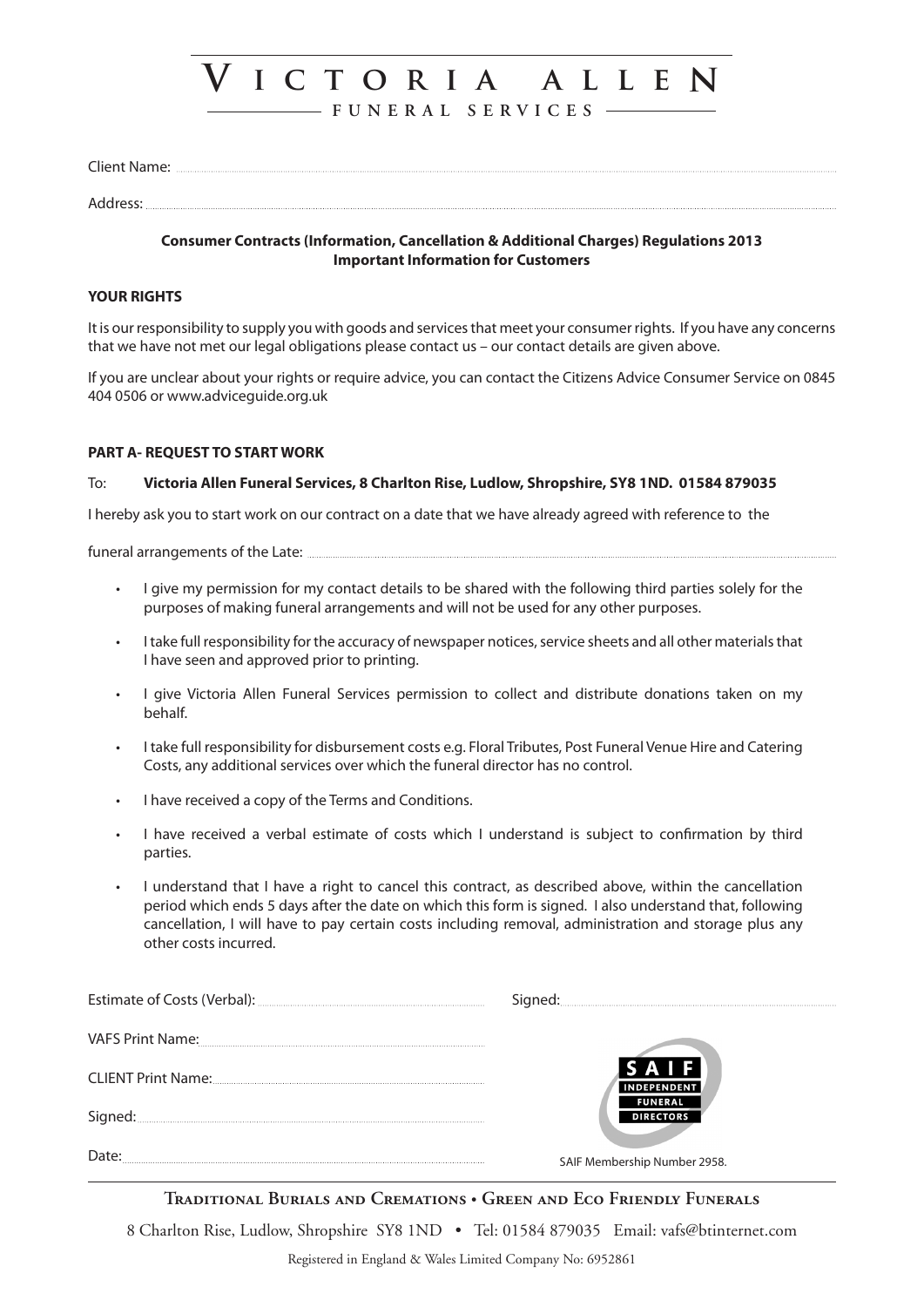# VICTORIA ALLEN

## FUNERAL SERVICES

Client Name: ..............................................................................................................................................

Address: ..............................................................................................................................................

**Consumer Contracts (Information, Cancellation & Additional Charges) Regulations 2013**
**Important Information for Customers**

**YOUR RIGHTS**

It is our responsibility to supply you with goods and services that meet your consumer rights. If you have any concerns that we have not met our legal obligations please contact us – our contact details are given above.

If you are unclear about your rights or require advice, you can contact the Citizens Advice Consumer Service on 0845 404 0506 or www.adviceguide.org.uk

**PART A- REQUEST TO START WORK**

To: **Victoria Allen Funeral Services, 8 Charlton Rise, Ludlow, Shropshire, SY8 1ND. 01584 879035**

I hereby ask you to start work on our contract on a date that we have already agreed with reference to the

funeral arrangements of the Late: ..............................................................................................................................................

- I give my permission for my contact details to be shared with the following third parties solely for the purposes of making funeral arrangements and will not be used for any other purposes.
- I take full responsibility for the accuracy of newspaper notices, service sheets and all other materials that I have seen and approved prior to printing.
- I give Victoria Allen Funeral Services permission to collect and distribute donations taken on my behalf.
- I take full responsibility for disbursement costs e.g. Floral Tributes, Post Funeral Venue Hire and Catering Costs, any additional services over which the funeral director has no control.
- I have received a copy of the Terms and Conditions.
- I have received a verbal estimate of costs which I understand is subject to confirmation by third parties.
- I understand that I have a right to cancel this contract, as described above, within the cancellation period which ends 5 days after the date on which this form is signed. I also understand that, following cancellation, I will have to pay certain costs including removal, administration and storage plus any other costs incurred.

Estimate of Costs (Verbal): ..............................................

Signed: ..............................................

VAFS Print Name: ..............................................

CLIENT Print Name: ..............................................

Signed: ..............................................

Date: ..............................................

SAIF INDEPENDENT FUNERAL DIRECTORS

SAIF Membership Number 2958.

**Traditional Burials and Cremations • Green and Eco Friendly Funerals**

8 Charlton Rise, Ludlow, Shropshire SY8 1ND • Tel: 01584 879035 Email: vafs@btinternet.com

Registered in England & Wales Limited Company No: 6952861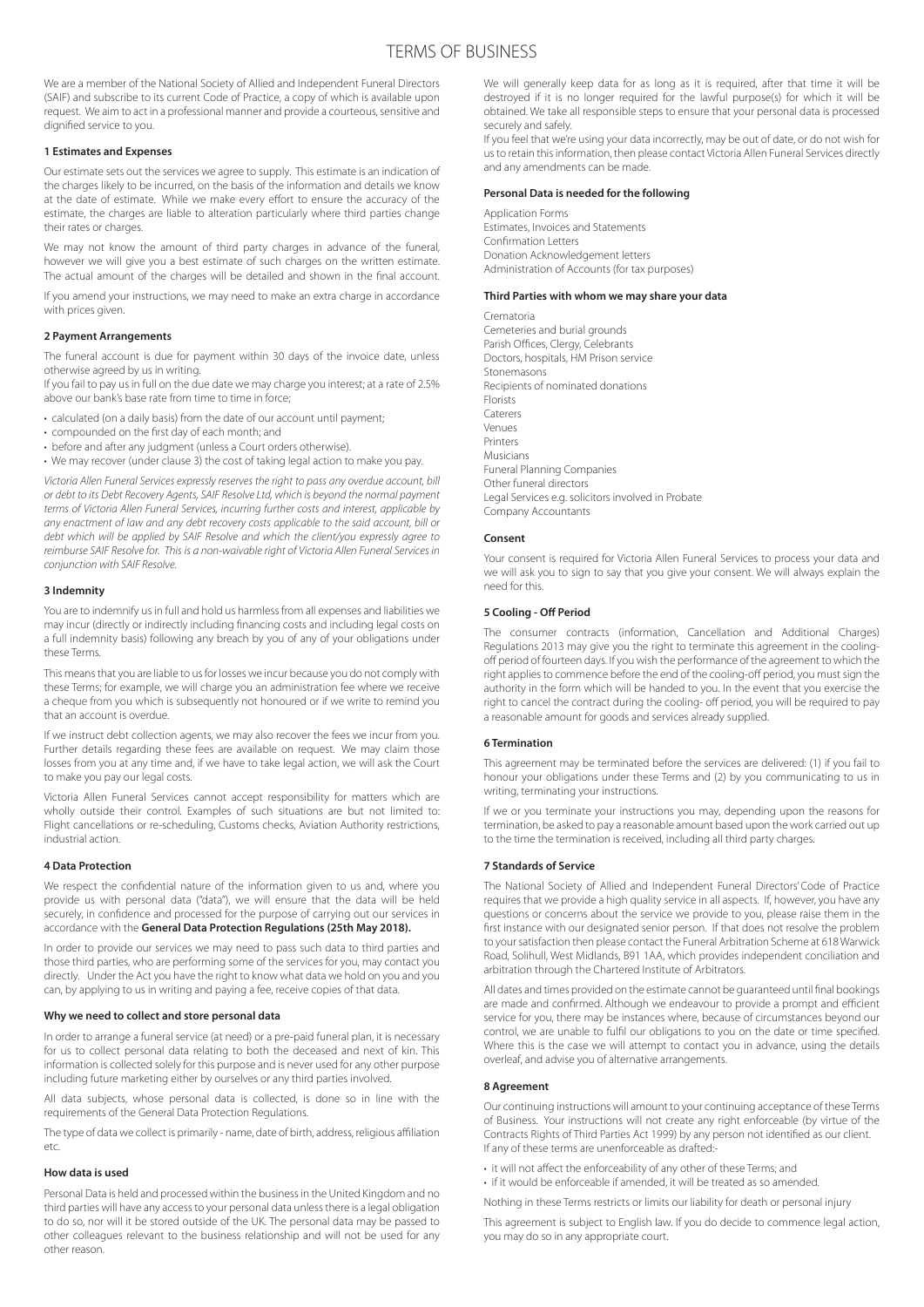# TERMS OF BUSINESS

We are a member of the National Society of Allied and Independent Funeral Directors (SAIF) and subscribe to its current Code of Practice, a copy of which is available upon request. We aim to act in a professional manner and provide a courteous, sensitive and dignified service to you.

### 1 Estimates and Expenses

Our estimate sets out the services we agree to supply. This estimate is an indication of the charges likely to be incurred, on the basis of the information and details we know at the date of estimate. While we make every effort to ensure the accuracy of the estimate, the charges are liable to alteration particularly where third parties change their rates or charges.

We may not know the amount of third party charges in advance of the funeral, however we will give you a best estimate of such charges on the written estimate. The actual amount of the charges will be detailed and shown in the final account.

If you amend your instructions, we may need to make an extra charge in accordance with prices given.

### 2 Payment Arrangements

The funeral account is due for payment within 30 days of the invoice date, unless otherwise agreed by us in writing.

If you fail to pay us in full on the due date we may charge you interest; at a rate of 2.5% above our bank's base rate from time to time in force;

- calculated (on a daily basis) from the date of our account until payment;
- compounded on the first day of each month; and
- before and after any judgment (unless a Court orders otherwise).
- We may recover (under clause 3) the cost of taking legal action to make you pay.

*Victoria Allen Funeral Services expressly reserves the right to pass any overdue account, bill or debt to its Debt Recovery Agents, SAIF Resolve Ltd, which is beyond the normal payment terms of Victoria Allen Funeral Services, incurring further costs and interest, applicable by any enactment of law and any debt recovery costs applicable to the said account, bill or debt which will be applied by SAIF Resolve and which the client/you expressly agree to reimburse SAIF Resolve for. This is a non-waivable right of Victoria Allen Funeral Services in conjunction with SAIF Resolve.*

### 3 Indemnity

You are to indemnify us in full and hold us harmless from all expenses and liabilities we may incur (directly or indirectly including financing costs and including legal costs on a full indemnity basis) following any breach by you of any of your obligations under these Terms.

This means that you are liable to us for losses we incur because you do not comply with these Terms; for example, we will charge you an administration fee where we receive a cheque from you which is subsequently not honoured or if we write to remind you that an account is overdue.

If we instruct debt collection agents, we may also recover the fees we incur from you. Further details regarding these fees are available on request. We may claim those losses from you at any time and, if we have to take legal action, we will ask the Court to make you pay our legal costs.

Victoria Allen Funeral Services cannot accept responsibility for matters which are wholly outside their control. Examples of such situations are but not limited to: Flight cancellations or re-scheduling, Customs checks, Aviation Authority restrictions, industrial action.

### 4 Data Protection

We respect the confidential nature of the information given to us and, where you provide us with personal data ("data"), we will ensure that the data will be held securely, in confidence and processed for the purpose of carrying out our services in accordance with the **General Data Protection Regulations (25th May 2018).**

In order to provide our services we may need to pass such data to third parties and those third parties, who are performing some of the services for you, may contact you directly. Under the Act you have the right to know what data we hold on you and you can, by applying to us in writing and paying a fee, receive copies of that data.

#### Why we need to collect and store personal data

In order to arrange a funeral service (at need) or a pre-paid funeral plan, it is necessary for us to collect personal data relating to both the deceased and next of kin. This information is collected solely for this purpose and is never used for any other purpose including future marketing either by ourselves or any third parties involved.

All data subjects, whose personal data is collected, is done so in line with the requirements of the General Data Protection Regulations.

The type of data we collect is primarily - name, date of birth, address, religious affiliation etc.

#### How data is used

Personal Data is held and processed within the business in the United Kingdom and no third parties will have any access to your personal data unless there is a legal obligation to do so, nor will it be stored outside of the UK. The personal data may be passed to other colleagues relevant to the business relationship and will not be used for any other reason.

We will generally keep data for as long as it is required, after that time it will be destroyed if it is no longer required for the lawful purpose(s) for which it will be obtained. We take all responsible steps to ensure that your personal data is processed securely and safely.

If you feel that we're using your data incorrectly, may be out of date, or do not wish for us to retain this information, then please contact Victoria Allen Funeral Services directly and any amendments can be made.

#### Personal Data is needed for the following

Application Forms
Estimates, Invoices and Statements
Confirmation Letters
Donation Acknowledgement letters
Administration of Accounts (for tax purposes)

#### Third Parties with whom we may share your data

Crematoria
Cemeteries and burial grounds
Parish Offices, Clergy, Celebrants
Doctors, hospitals, HM Prison service
Stonemasons
Recipients of nominated donations
Florists
Caterers
Venues
Printers
Musicians
Funeral Planning Companies
Other funeral directors
Legal Services e.g. solicitors involved in Probate
Company Accountants

#### Consent

Your consent is required for Victoria Allen Funeral Services to process your data and we will ask you to sign to say that you give your consent. We will always explain the need for this.

### 5 Cooling - Off Period

The consumer contracts (information, Cancellation and Additional Charges) Regulations 2013 may give you the right to terminate this agreement in the cooling-off period of fourteen days. If you wish the performance of the agreement to which the right applies to commence before the end of the cooling-off period, you must sign the authority in the form which will be handed to you. In the event that you exercise the right to cancel the contract during the cooling- off period, you will be required to pay a reasonable amount for goods and services already supplied.

### 6 Termination

This agreement may be terminated before the services are delivered: (1) if you fail to honour your obligations under these Terms and (2) by you communicating to us in writing, terminating your instructions.

If we or you terminate your instructions you may, depending upon the reasons for termination, be asked to pay a reasonable amount based upon the work carried out up to the time the termination is received, including all third party charges.

### 7 Standards of Service

The National Society of Allied and Independent Funeral Directors' Code of Practice requires that we provide a high quality service in all aspects. If, however, you have any questions or concerns about the service we provide to you, please raise them in the first instance with our designated senior person. If that does not resolve the problem to your satisfaction then please contact the Funeral Arbitration Scheme at 618 Warwick Road, Solihull, West Midlands, B91 1AA, which provides independent conciliation and arbitration through the Chartered Institute of Arbitrators.

All dates and times provided on the estimate cannot be guaranteed until final bookings are made and confirmed. Although we endeavour to provide a prompt and efficient service for you, there may be instances where, because of circumstances beyond our control, we are unable to fulfil our obligations to you on the date or time specified. Where this is the case we will attempt to contact you in advance, using the details overleaf, and advise you of alternative arrangements.

### 8 Agreement

Our continuing instructions will amount to your continuing acceptance of these Terms of Business. Your instructions will not create any right enforceable (by virtue of the Contracts Rights of Third Parties Act 1999) by any person not identified as our client. If any of these terms are unenforceable as drafted:-

- it will not affect the enforceability of any other of these Terms; and
- if it would be enforceable if amended, it will be treated as so amended.

Nothing in these Terms restricts or limits our liability for death or personal injury

This agreement is subject to English law. If you do decide to commence legal action, you may do so in any appropriate court.